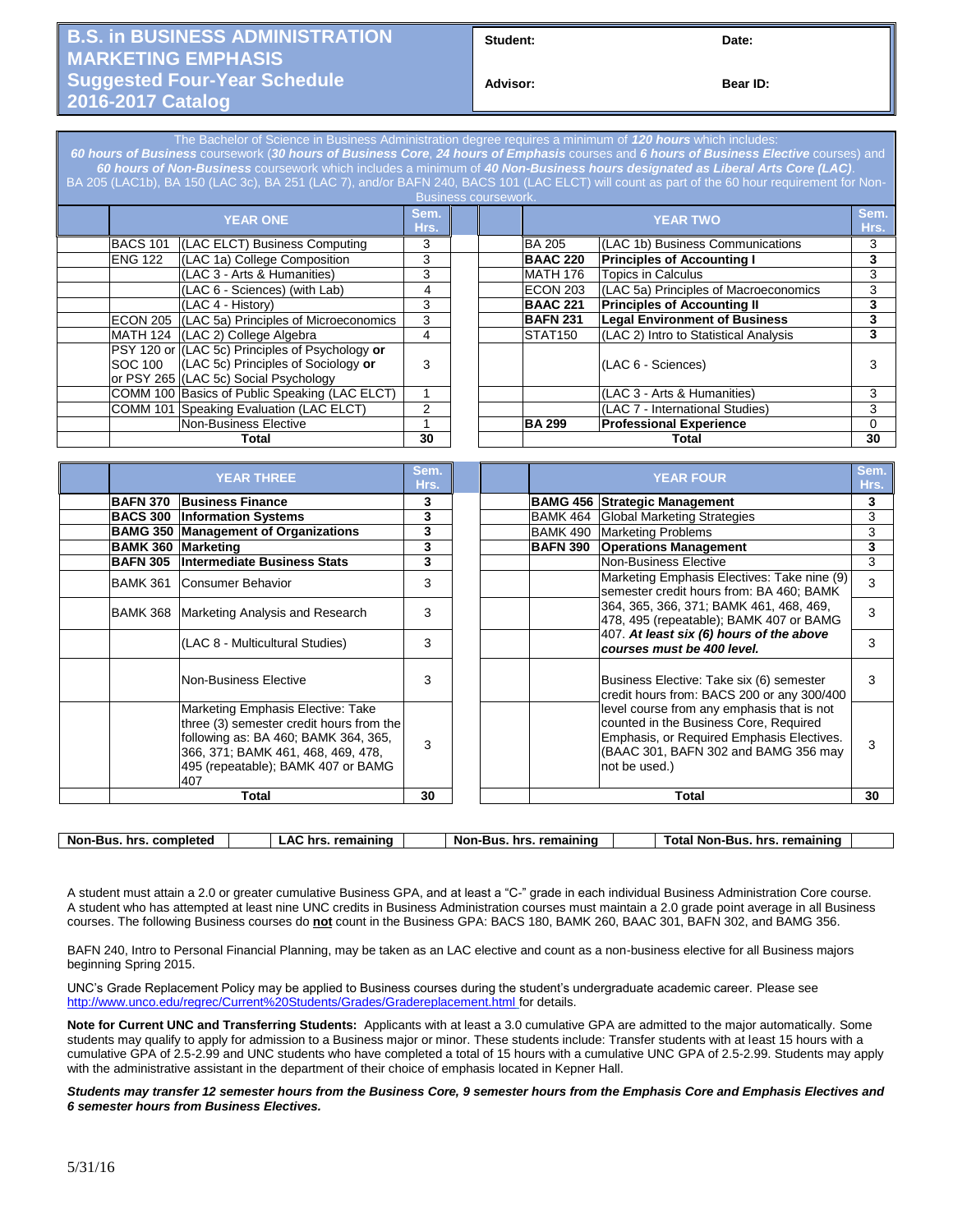# B.S. in BUSINESS ADMINISTRATION MARKETING EMPHASIS Suggested Four-Year Schedule 2016-2017 Catalog

**Student:** **Date:**

**Advisor:** **Bear ID:**

The Bachelor of Science in Business Administration degree requires a minimum of ***120 hours*** which includes: ***60 hours of Business*** coursework (***30 hours of Business Core***, ***24 hours of Emphasis*** courses and ***6 hours of Business Elective*** courses) and ***60 hours of Non-Business*** coursework which includes a minimum of ***40 Non-Business hours designated as Liberal Arts Core (LAC)***. BA 205 (LAC1b), BA 150 (LAC 3c), BA 251 (LAC 7), and/or BAFN 240, BACS 101 (LAC ELCT) will count as part of the 60 hour requirement for Non-Business coursework.

| | YEAR ONE | | Sem. Hrs. | | | YEAR TWO | | Sem. Hrs. |
|---|---|---|---|---|---|---|---|---|
| | BACS 101 | (LAC ELCT) Business Computing | 3 | | | BA 205 | (LAC 1b) Business Communications | 3 |
| | ENG 122 | (LAC 1a) College Composition | 3 | | | **BAAC 220** | **Principles of Accounting I** | **3** |
| | | (LAC 3 - Arts & Humanities) | 3 | | | MATH 176 | Topics in Calculus | 3 |
| | | (LAC 6 - Sciences) (with Lab) | 4 | | | ECON 203 | (LAC 5a) Principles of Macroeconomics | 3 |
| | | (LAC 4 - History) | 3 | | | **BAAC 221** | **Principles of Accounting II** | **3** |
| | ECON 205 | (LAC 5a) Principles of Microeconomics | 3 | | | **BAFN 231** | **Legal Environment of Business** | **3** |
| | MATH 124 | (LAC 2) College Algebra | 4 | | | STAT150 | (LAC 2) Intro to Statistical Analysis | **3** |
| | PSY 120 or SOC 100 or PSY 265 | (LAC 5c) Principles of Psychology **or** (LAC 5c) Principles of Sociology **or** (LAC 5c) Social Psychology | 3 | | | | (LAC 6 - Sciences) | 3 |
| | COMM 100 | Basics of Public Speaking (LAC ELCT) | 1 | | | | (LAC 3 - Arts & Humanities) | 3 |
| | COMM 101 | Speaking Evaluation (LAC ELCT) | 2 | | | | (LAC 7 - International Studies) | 3 |
| | | Non-Business Elective | 1 | | | **BA 299** | **Professional Experience** | 0 |
| | **Total** | | **30** | | | **Total** | | **30** |

| | YEAR THREE | | Sem. Hrs. | | | YEAR FOUR | | Sem. Hrs. |
|---|---|---|---|---|---|---|---|---|
| | **BAFN 370** | **Business Finance** | **3** | | | **BAMG 456** | **Strategic Management** | **3** |
| | **BACS 300** | **Information Systems** | **3** | | | BAMK 464 | Global Marketing Strategies | 3 |
| | **BAMG 350** | **Management of Organizations** | **3** | | | BAMK 490 | Marketing Problems | 3 |
| | **BAMK 360** | **Marketing** | **3** | | | **BAFN 390** | **Operations Management** | **3** |
| | **BAFN 305** | **Intermediate Business Stats** | **3** | | | | Non-Business Elective | 3 |
| | BAMK 361 | Consumer Behavior | 3 | | | | Marketing Emphasis Electives: Take nine (9) semester credit hours from: BA 460; BAMK 364, 365, 366, 371; BAMK 461, 468, 469, 478, 495 (repeatable); BAMK 407 or BAMG 407. ***At least six (6) hours of the above courses must be 400 level.*** | 3 |
| | BAMK 368 | Marketing Analysis and Research | 3 | | | | | 3 |
| | | (LAC 8 - Multicultural Studies) | 3 | | | | | 3 |
| | | Non-Business Elective | 3 | | | | Business Elective: Take six (6) semester credit hours from: BACS 200 or any 300/400 level course from any emphasis that is not counted in the Business Core, Required Emphasis, or Required Emphasis Electives. (BAAC 301, BAFN 302 and BAMG 356 may not be used.) | 3 |
| | | Marketing Emphasis Elective: Take three (3) semester credit hours from the following as: BA 460; BAMK 364, 365, 366, 371; BAMK 461, 468, 469, 478, 495 (repeatable); BAMK 407 or BAMG 407 | 3 | | | | | 3 |
| | **Total** | | **30** | | | **Total** | | **30** |

| Non-Bus. hrs. completed | | LAC hrs. remaining | | Non-Bus. hrs. remaining | | Total Non-Bus. hrs. remaining | |
|---|---|---|---|---|---|---|---|

A student must attain a 2.0 or greater cumulative Business GPA, and at least a "C-" grade in each individual Business Administration Core course. A student who has attempted at least nine UNC credits in Business Administration courses must maintain a 2.0 grade point average in all Business courses. The following Business courses do **not** count in the Business GPA: BACS 180, BAMK 260, BAAC 301, BAFN 302, and BAMG 356.

BAFN 240, Intro to Personal Financial Planning, may be taken as an LAC elective and count as a non-business elective for all Business majors beginning Spring 2015.

UNC's Grade Replacement Policy may be applied to Business courses during the student's undergraduate academic career. Please see http://www.unco.edu/regrec/Current%20Students/Grades/Gradereplacement.html for details.

**Note for Current UNC and Transferring Students:** Applicants with at least a 3.0 cumulative GPA are admitted to the major automatically. Some students may qualify to apply for admission to a Business major or minor. These students include: Transfer students with at least 15 hours with a cumulative GPA of 2.5-2.99 and UNC students who have completed a total of 15 hours with a cumulative UNC GPA of 2.5-2.99. Students may apply with the administrative assistant in the department of their choice of emphasis located in Kepner Hall.

***Students may transfer 12 semester hours from the Business Core, 9 semester hours from the Emphasis Core and Emphasis Electives and 6 semester hours from Business Electives.***

5/31/16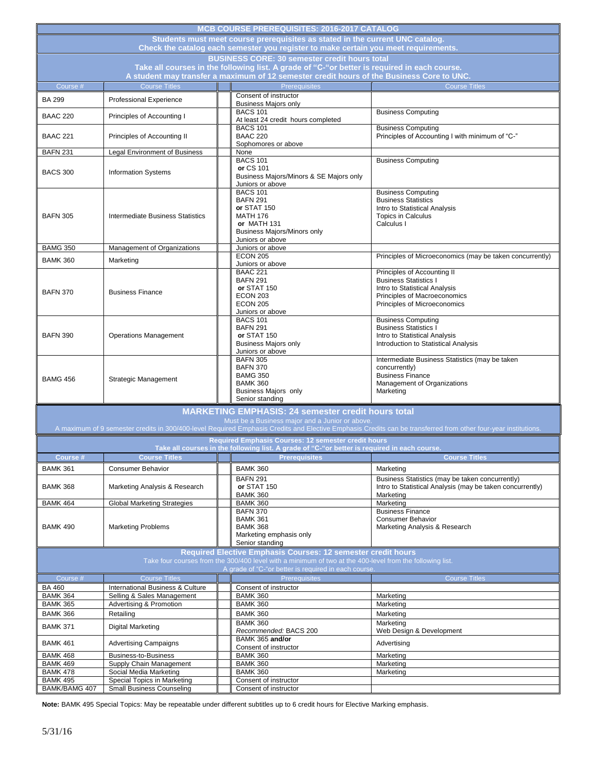# MCB COURSE PREREQUISITES: 2016-2017 CATALOG

**Students must meet course prerequisites as stated in the current UNC catalog.**
**Check the catalog each semester you register to make certain you meet requirements.**

## BUSINESS CORE: 30 semester credit hours total

**Take all courses in the following list. A grade of "C-"or better is required in each course.**
**A student may transfer a maximum of 12 semester credit hours of the Business Core to UNC.**

| Course # | Course Titles | Prerequisites | Course Titles |
|---|---|---|---|
| BA 299 | Professional Experience | Consent of instructor<br>Business Majors only | |
| BAAC 220 | Principles of Accounting I | BACS 101<br>At least 24 credit hours completed | Business Computing |
| BAAC 221 | Principles of Accounting II | BACS 101<br>BAAC 220<br>Sophomores or above | Business Computing<br>Principles of Accounting I with minimum of "C-" |
| BAFN 231 | Legal Environment of Business | None | |
| BACS 300 | Information Systems | BACS 101<br>**or** CS 101<br>Business Majors/Minors & SE Majors only<br>Juniors or above | Business Computing |
| BAFN 305 | Intermediate Business Statistics | BACS 101<br>BAFN 291<br>**or** STAT 150<br>MATH 176<br>**or** MATH 131<br>Business Majors/Minors only<br>Juniors or above | Business Computing<br>Business Statistics<br>Intro to Statistical Analysis<br>Topics in Calculus<br>Calculus I |
| BAMG 350 | Management of Organizations | Juniors or above | |
| BAMK 360 | Marketing | ECON 205<br>Juniors or above | Principles of Microeconomics (may be taken concurrently) |
| BAFN 370 | Business Finance | BAAC 221<br>BAFN 291<br>**or** STAT 150<br>ECON 203<br>ECON 205<br>Juniors or above | Principles of Accounting II<br>Business Statistics I<br>Intro to Statistical Analysis<br>Principles of Macroeconomics<br>Principles of Microeconomics |
| BAFN 390 | Operations Management | BACS 101<br>BAFN 291<br>**or** STAT 150<br>Business Majors only<br>Juniors or above | Business Computing<br>Business Statistics I<br>Intro to Statistical Analysis<br>Introduction to Statistical Analysis |
| BAMG 456 | Strategic Management | BAFN 305<br>BAFN 370<br>BAMG 350<br>BAMK 360<br>Business Majors only<br>Senior standing | Intermediate Business Statistics (may be taken concurrently)<br>Business Finance<br>Management of Organizations<br>Marketing |

## MARKETING EMPHASIS: 24 semester credit hours total

Must be a Business major and a Junior or above.
A maximum of 9 semester credits in 300/400-level Required Emphasis Credits and Elective Emphasis Credits can be transferred from other four-year institutions.

### Required Emphasis Courses: 12 semester credit hours

**Take all courses in the following list. A grade of "C-"or better is required in each course.**

| Course # | Course Titles | Prerequisites | Course Titles |
|---|---|---|---|
| BAMK 361 | Consumer Behavior | BAMK 360 | Marketing |
| BAMK 368 | Marketing Analysis & Research | BAFN 291<br>**or** STAT 150<br>BAMK 360 | Business Statistics (may be taken concurrently)<br>Intro to Statistical Analysis (may be taken concurrently)<br>Marketing |
| BAMK 464 | Global Marketing Strategies | BAMK 360 | Marketing |
| BAMK 490 | Marketing Problems | BAFN 370<br>BAMK 361<br>BAMK 368<br>Marketing emphasis only<br>Senior standing | Business Finance<br>Consumer Behavior<br>Marketing Analysis & Research |

### Required Elective Emphasis Courses: 12 semester credit hours

Take four courses from the 300/400 level with a minimum of two at the 400-level from the following list.
A grade of "C-"or better is required in each course.

| Course # | Course Titles | Prerequisites | Course Titles |
|---|---|---|---|
| BA 460 | International Business & Culture | Consent of instructor | |
| BAMK 364 | Selling & Sales Management | BAMK 360 | Marketing |
| BAMK 365 | Advertising & Promotion | BAMK 360 | Marketing |
| BAMK 366 | Retailing | BAMK 360 | Marketing |
| BAMK 371 | Digital Marketing | BAMK 360<br>*Recommended:* BACS 200 | Marketing<br>Web Design & Development |
| BAMK 461 | Advertising Campaigns | BAMK 365 **and/or**<br>Consent of instructor | Advertising |
| BAMK 468 | Business-to-Business | BAMK 360 | Marketing |
| BAMK 469 | Supply Chain Management | BAMK 360 | Marketing |
| BAMK 478 | Social Media Marketing | BAMK 360 | Marketing |
| BAMK 495 | Special Topics in Marketing | Consent of instructor | |
| BAMK/BAMG 407 | Small Business Counseling | Consent of instructor | |

**Note:** BAMK 495 Special Topics: May be repeatable under different subtitles up to 6 credit hours for Elective Marking emphasis.

5/31/16